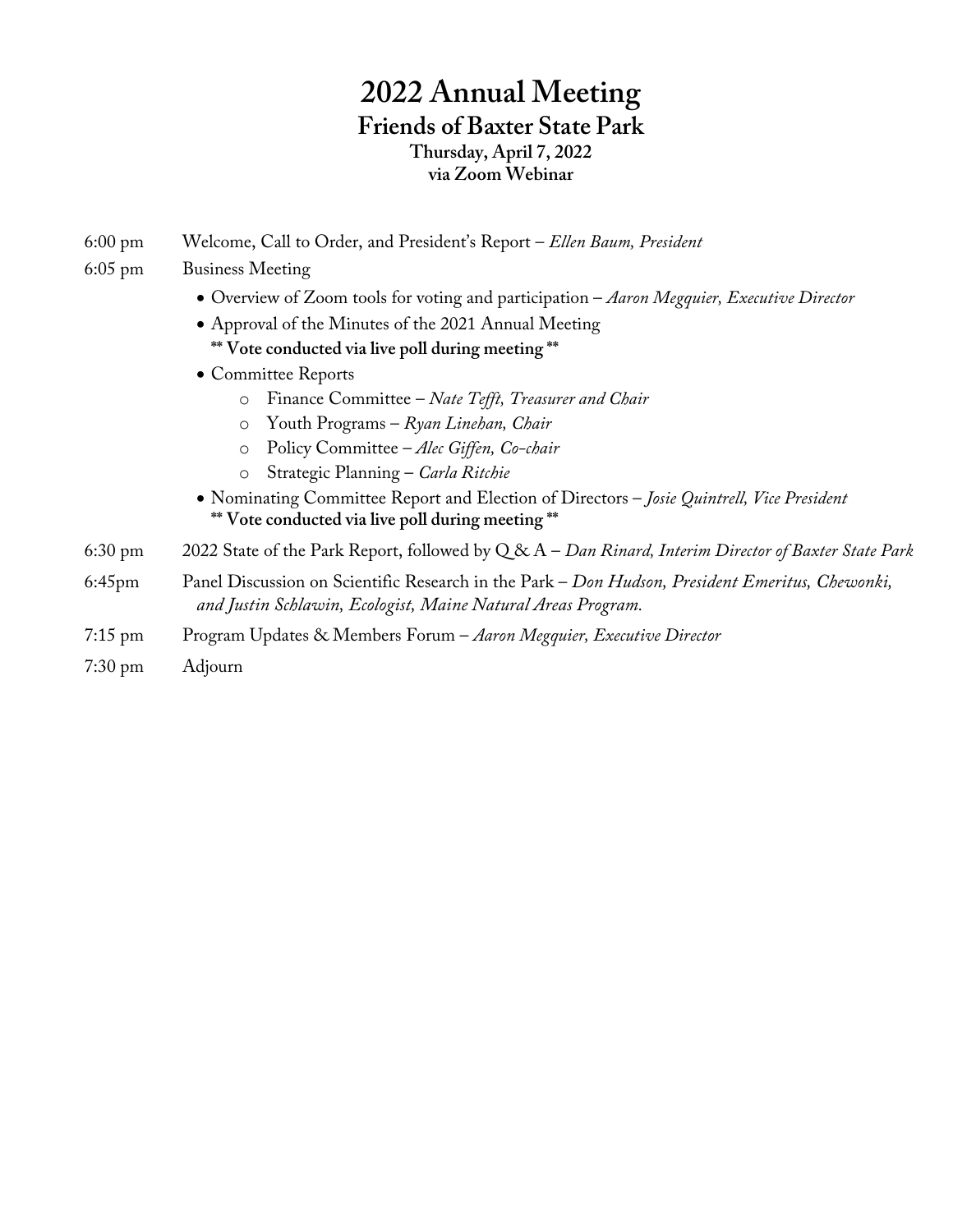# 2022 Annual Meeting

## Friends of Baxter State Park

### Thursday, April 7, 2022

### via Zoom Webinar

6:00 pm Welcome, Call to Order, and President's Report – *Ellen Baum, President*

6:05 pm Business Meeting

- Overview of Zoom tools for voting and participation – *Aaron Megquier, Executive Director*
- Approval of the Minutes of the 2021 Annual Meeting
  **** Vote conducted via live poll during meeting ****
- Committee Reports
  - Finance Committee – *Nate Tefft, Treasurer and Chair*
  - Youth Programs – *Ryan Linehan, Chair*
  - Policy Committee – *Alec Giffen, Co-chair*
  - Strategic Planning – *Carla Ritchie*
- Nominating Committee Report and Election of Directors – *Josie Quintrell, Vice President*
  **** Vote conducted via live poll during meeting ****

6:30 pm 2022 State of the Park Report, followed by Q & A – *Dan Rinard, Interim Director of Baxter State Park*

6:45pm Panel Discussion on Scientific Research in the Park – *Don Hudson, President Emeritus, Chewonki, and Justin Schlawin, Ecologist, Maine Natural Areas Program.*

7:15 pm Program Updates & Members Forum – *Aaron Megquier, Executive Director*

7:30 pm Adjourn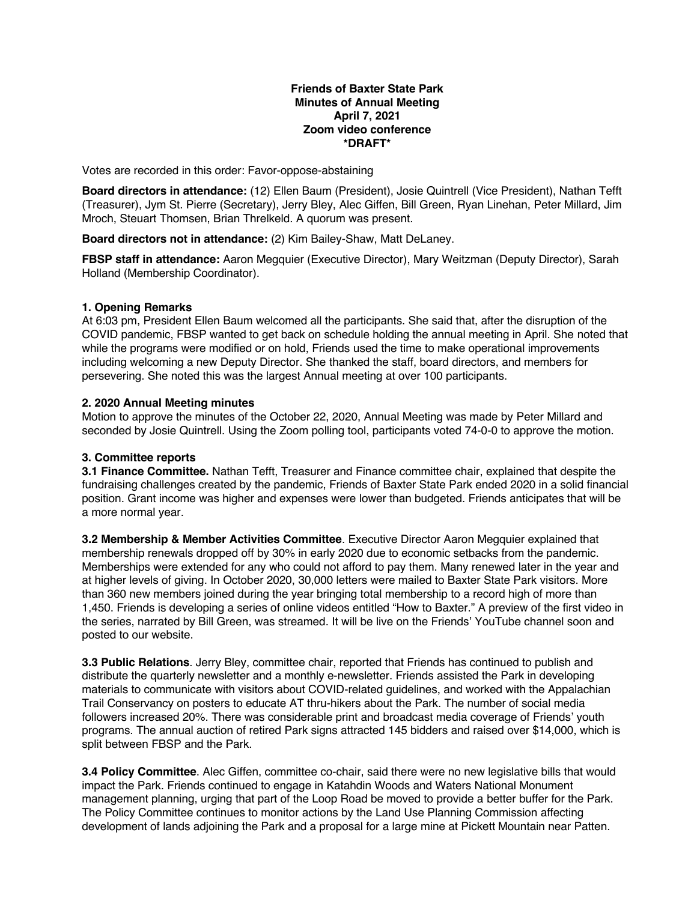**Friends of Baxter State Park**
**Minutes of Annual Meeting**
**April 7, 2021**
**Zoom video conference**
***DRAFT***

Votes are recorded in this order: Favor-oppose-abstaining

**Board directors in attendance:** (12) Ellen Baum (President), Josie Quintrell (Vice President), Nathan Tefft (Treasurer), Jym St. Pierre (Secretary), Jerry Bley, Alec Giffen, Bill Green, Ryan Linehan, Peter Millard, Jim Mroch, Steuart Thomsen, Brian Threlkeld. A quorum was present.

**Board directors not in attendance:** (2) Kim Bailey-Shaw, Matt DeLaney.

**FBSP staff in attendance:** Aaron Megquier (Executive Director), Mary Weitzman (Deputy Director), Sarah Holland (Membership Coordinator).

**1. Opening Remarks**
At 6:03 pm, President Ellen Baum welcomed all the participants. She said that, after the disruption of the COVID pandemic, FBSP wanted to get back on schedule holding the annual meeting in April. She noted that while the programs were modified or on hold, Friends used the time to make operational improvements including welcoming a new Deputy Director. She thanked the staff, board directors, and members for persevering. She noted this was the largest Annual meeting at over 100 participants.

**2. 2020 Annual Meeting minutes**
Motion to approve the minutes of the October 22, 2020, Annual Meeting was made by Peter Millard and seconded by Josie Quintrell. Using the Zoom polling tool, participants voted 74-0-0 to approve the motion.

**3. Committee reports**
**3.1 Finance Committee.** Nathan Tefft, Treasurer and Finance committee chair, explained that despite the fundraising challenges created by the pandemic, Friends of Baxter State Park ended 2020 in a solid financial position. Grant income was higher and expenses were lower than budgeted. Friends anticipates that will be a more normal year.

**3.2 Membership & Member Activities Committee**. Executive Director Aaron Megquier explained that membership renewals dropped off by 30% in early 2020 due to economic setbacks from the pandemic. Memberships were extended for any who could not afford to pay them. Many renewed later in the year and at higher levels of giving. In October 2020, 30,000 letters were mailed to Baxter State Park visitors. More than 360 new members joined during the year bringing total membership to a record high of more than 1,450. Friends is developing a series of online videos entitled "How to Baxter." A preview of the first video in the series, narrated by Bill Green, was streamed. It will be live on the Friends' YouTube channel soon and posted to our website.

**3.3 Public Relations**. Jerry Bley, committee chair, reported that Friends has continued to publish and distribute the quarterly newsletter and a monthly e-newsletter. Friends assisted the Park in developing materials to communicate with visitors about COVID-related guidelines, and worked with the Appalachian Trail Conservancy on posters to educate AT thru-hikers about the Park. The number of social media followers increased 20%. There was considerable print and broadcast media coverage of Friends' youth programs. The annual auction of retired Park signs attracted 145 bidders and raised over $14,000, which is split between FBSP and the Park.

**3.4 Policy Committee**. Alec Giffen, committee co-chair, said there were no new legislative bills that would impact the Park. Friends continued to engage in Katahdin Woods and Waters National Monument management planning, urging that part of the Loop Road be moved to provide a better buffer for the Park. The Policy Committee continues to monitor actions by the Land Use Planning Commission affecting development of lands adjoining the Park and a proposal for a large mine at Pickett Mountain near Patten.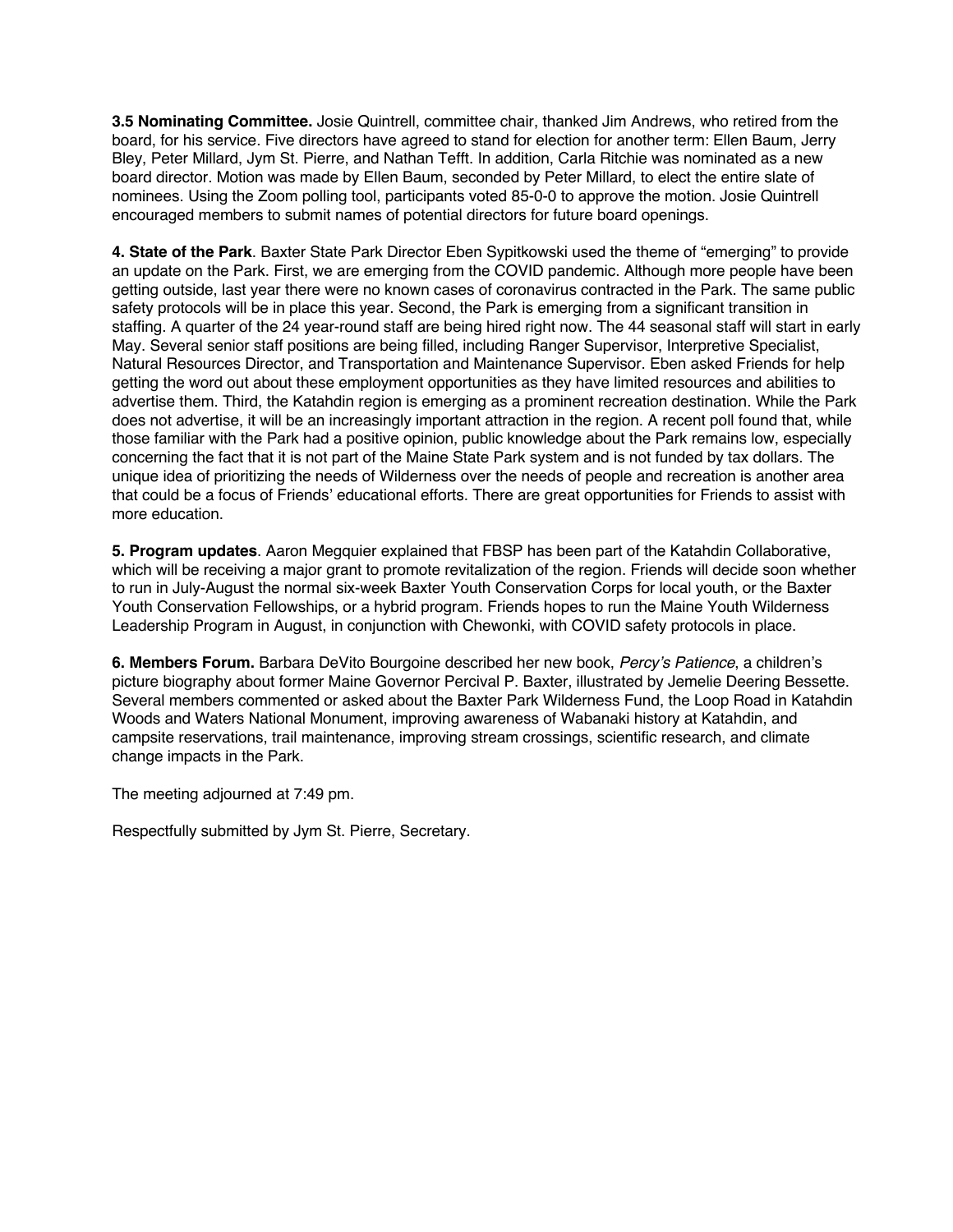**3.5 Nominating Committee.** Josie Quintrell, committee chair, thanked Jim Andrews, who retired from the board, for his service. Five directors have agreed to stand for election for another term: Ellen Baum, Jerry Bley, Peter Millard, Jym St. Pierre, and Nathan Tefft. In addition, Carla Ritchie was nominated as a new board director. Motion was made by Ellen Baum, seconded by Peter Millard, to elect the entire slate of nominees. Using the Zoom polling tool, participants voted 85-0-0 to approve the motion. Josie Quintrell encouraged members to submit names of potential directors for future board openings.

**4. State of the Park**. Baxter State Park Director Eben Sypitkowski used the theme of "emerging" to provide an update on the Park. First, we are emerging from the COVID pandemic. Although more people have been getting outside, last year there were no known cases of coronavirus contracted in the Park. The same public safety protocols will be in place this year. Second, the Park is emerging from a significant transition in staffing. A quarter of the 24 year-round staff are being hired right now. The 44 seasonal staff will start in early May. Several senior staff positions are being filled, including Ranger Supervisor, Interpretive Specialist, Natural Resources Director, and Transportation and Maintenance Supervisor. Eben asked Friends for help getting the word out about these employment opportunities as they have limited resources and abilities to advertise them. Third, the Katahdin region is emerging as a prominent recreation destination. While the Park does not advertise, it will be an increasingly important attraction in the region. A recent poll found that, while those familiar with the Park had a positive opinion, public knowledge about the Park remains low, especially concerning the fact that it is not part of the Maine State Park system and is not funded by tax dollars. The unique idea of prioritizing the needs of Wilderness over the needs of people and recreation is another area that could be a focus of Friends' educational efforts. There are great opportunities for Friends to assist with more education.

**5. Program updates**. Aaron Megquier explained that FBSP has been part of the Katahdin Collaborative, which will be receiving a major grant to promote revitalization of the region. Friends will decide soon whether to run in July-August the normal six-week Baxter Youth Conservation Corps for local youth, or the Baxter Youth Conservation Fellowships, or a hybrid program. Friends hopes to run the Maine Youth Wilderness Leadership Program in August, in conjunction with Chewonki, with COVID safety protocols in place.

**6. Members Forum.** Barbara DeVito Bourgoine described her new book, *Percy's Patience*, a children's picture biography about former Maine Governor Percival P. Baxter, illustrated by Jemelie Deering Bessette. Several members commented or asked about the Baxter Park Wilderness Fund, the Loop Road in Katahdin Woods and Waters National Monument, improving awareness of Wabanaki history at Katahdin, and campsite reservations, trail maintenance, improving stream crossings, scientific research, and climate change impacts in the Park.

The meeting adjourned at 7:49 pm.

Respectfully submitted by Jym St. Pierre, Secretary.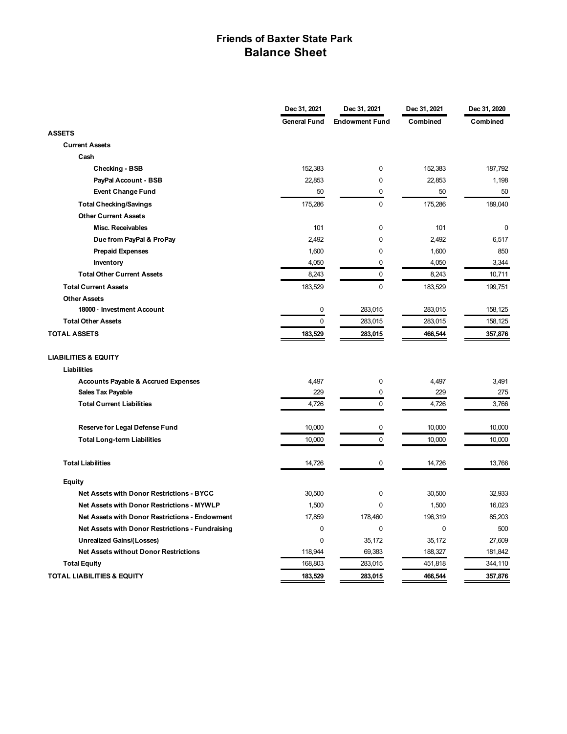# Friends of Baxter State Park
## Balance Sheet

| | Dec 31, 2021 General Fund | Dec 31, 2021 Endowment Fund | Dec 31, 2021 Combined | Dec 31, 2020 Combined |
|---|---|---|---|---|
| **ASSETS** | | | | |
| **Current Assets** | | | | |
| **Cash** | | | | |
| **Checking - BSB** | 152,383 | 0 | 152,383 | 187,792 |
| **PayPal Account - BSB** | 22,853 | 0 | 22,853 | 1,198 |
| **Event Change Fund** | 50 | 0 | 50 | 50 |
| **Total Checking/Savings** | 175,286 | 0 | 175,286 | 189,040 |
| **Other Current Assets** | | | | |
| **Misc. Receivables** | 101 | 0 | 101 | 0 |
| **Due from PayPal & ProPay** | 2,492 | 0 | 2,492 | 6,517 |
| **Prepaid Expenses** | 1,600 | 0 | 1,600 | 850 |
| **Inventory** | 4,050 | 0 | 4,050 | 3,344 |
| **Total Other Current Assets** | 8,243 | 0 | 8,243 | 10,711 |
| **Total Current Assets** | 183,529 | 0 | 183,529 | 199,751 |
| **Other Assets** | | | | |
| **18000 · Investment Account** | 0 | 283,015 | 283,015 | 158,125 |
| **Total Other Assets** | 0 | 283,015 | 283,015 | 158,125 |
| **TOTAL ASSETS** | **183,529** | **283,015** | **466,544** | **357,876** |
| **LIABILITIES & EQUITY** | | | | |
| **Liabilities** | | | | |
| **Accounts Payable & Accrued Expenses** | 4,497 | 0 | 4,497 | 3,491 |
| **Sales Tax Payable** | 229 | 0 | 229 | 275 |
| **Total Current Liabilities** | 4,726 | 0 | 4,726 | 3,766 |
| **Reserve for Legal Defense Fund** | 10,000 | 0 | 10,000 | 10,000 |
| **Total Long-term Liabilities** | 10,000 | 0 | 10,000 | 10,000 |
| **Total Liabilities** | 14,726 | 0 | 14,726 | 13,766 |
| **Equity** | | | | |
| **Net Assets with Donor Restrictions - BYCC** | 30,500 | 0 | 30,500 | 32,933 |
| **Net Assets with Donor Restrictions - MYWLP** | 1,500 | 0 | 1,500 | 16,023 |
| **Net Assets with Donor Restrictions - Endowment** | 17,859 | 178,460 | 196,319 | 85,203 |
| **Net Assets with Donor Restrictions - Fundraising** | 0 | 0 | 0 | 500 |
| **Unrealized Gains/(Losses)** | 0 | 35,172 | 35,172 | 27,609 |
| **Net Assets without Donor Restrictions** | 118,944 | 69,383 | 188,327 | 181,842 |
| **Total Equity** | 168,803 | 283,015 | 451,818 | 344,110 |
| **TOTAL LIABILITIES & EQUITY** | **183,529** | **283,015** | **466,544** | **357,876** |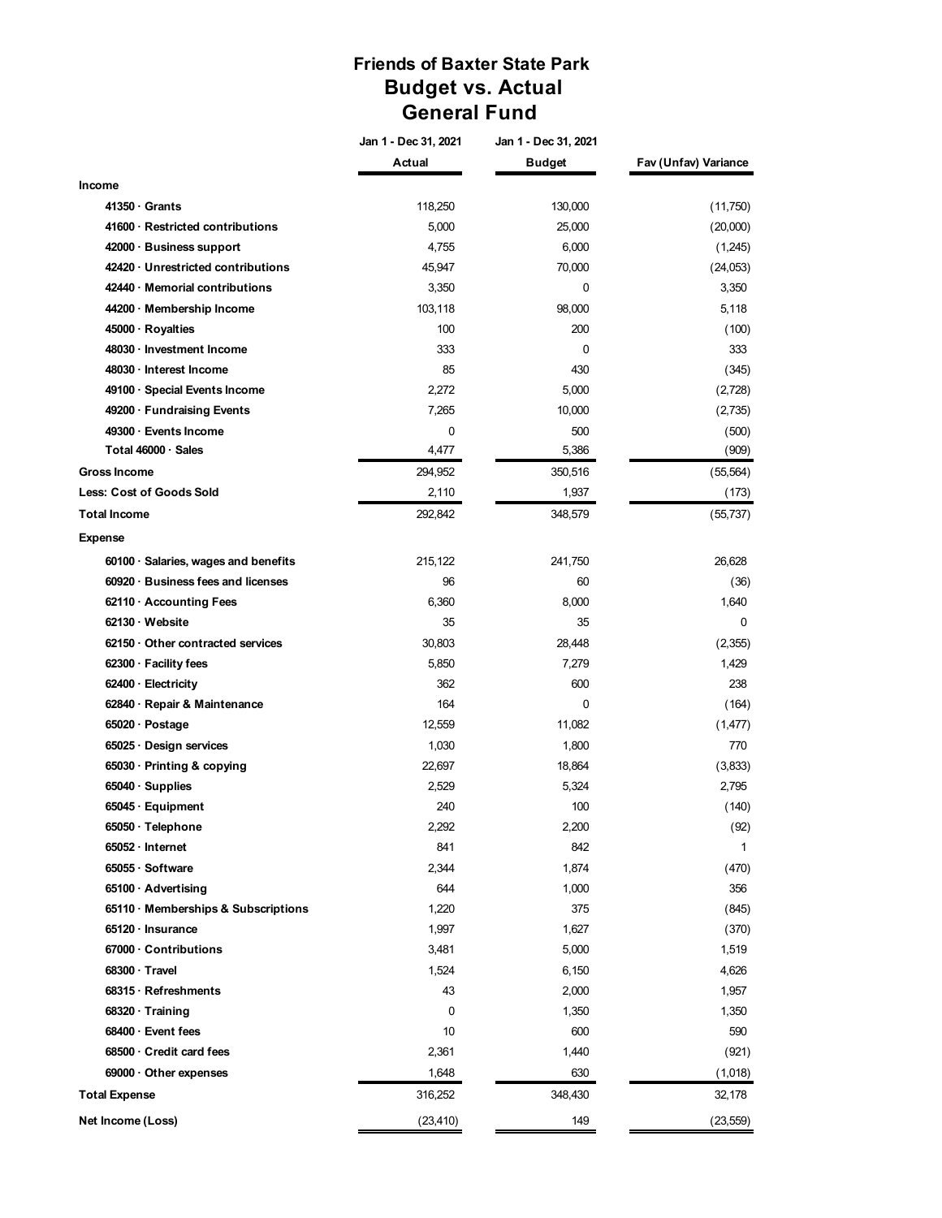# Friends of Baxter State Park

## Budget vs. Actual

## General Fund

| | Jan 1 - Dec 31, 2021 | Jan 1 - Dec 31, 2021 | |
|---|---|---|---|
| | **Actual** | **Budget** | **Fav (Unfav) Variance** |
| **Income** | | | |
| **41350 · Grants** | 118,250 | 130,000 | (11,750) |
| **41600 · Restricted contributions** | 5,000 | 25,000 | (20,000) |
| **42000 · Business support** | 4,755 | 6,000 | (1,245) |
| **42420 · Unrestricted contributions** | 45,947 | 70,000 | (24,053) |
| **42440 · Memorial contributions** | 3,350 | 0 | 3,350 |
| **44200 · Membership Income** | 103,118 | 98,000 | 5,118 |
| **45000 · Royalties** | 100 | 200 | (100) |
| **48030 · Investment Income** | 333 | 0 | 333 |
| **48030 · Interest Income** | 85 | 430 | (345) |
| **49100 · Special Events Income** | 2,272 | 5,000 | (2,728) |
| **49200 · Fundraising Events** | 7,265 | 10,000 | (2,735) |
| **49300 · Events Income** | 0 | 500 | (500) |
| **Total 46000 · Sales** | 4,477 | 5,386 | (909) |
| **Gross Income** | 294,952 | 350,516 | (55,564) |
| **Less: Cost of Goods Sold** | 2,110 | 1,937 | (173) |
| **Total Income** | 292,842 | 348,579 | (55,737) |
| **Expense** | | | |
| **60100 · Salaries, wages and benefits** | 215,122 | 241,750 | 26,628 |
| **60920 · Business fees and licenses** | 96 | 60 | (36) |
| **62110 · Accounting Fees** | 6,360 | 8,000 | 1,640 |
| **62130 · Website** | 35 | 35 | 0 |
| **62150 · Other contracted services** | 30,803 | 28,448 | (2,355) |
| **62300 · Facility fees** | 5,850 | 7,279 | 1,429 |
| **62400 · Electricity** | 362 | 600 | 238 |
| **62840 · Repair & Maintenance** | 164 | 0 | (164) |
| **65020 · Postage** | 12,559 | 11,082 | (1,477) |
| **65025 · Design services** | 1,030 | 1,800 | 770 |
| **65030 · Printing & copying** | 22,697 | 18,864 | (3,833) |
| **65040 · Supplies** | 2,529 | 5,324 | 2,795 |
| **65045 · Equipment** | 240 | 100 | (140) |
| **65050 · Telephone** | 2,292 | 2,200 | (92) |
| **65052 · Internet** | 841 | 842 | 1 |
| **65055 · Software** | 2,344 | 1,874 | (470) |
| **65100 · Advertising** | 644 | 1,000 | 356 |
| **65110 · Memberships & Subscriptions** | 1,220 | 375 | (845) |
| **65120 · Insurance** | 1,997 | 1,627 | (370) |
| **67000 · Contributions** | 3,481 | 5,000 | 1,519 |
| **68300 · Travel** | 1,524 | 6,150 | 4,626 |
| **68315 · Refreshments** | 43 | 2,000 | 1,957 |
| **68320 · Training** | 0 | 1,350 | 1,350 |
| **68400 · Event fees** | 10 | 600 | 590 |
| **68500 · Credit card fees** | 2,361 | 1,440 | (921) |
| **69000 · Other expenses** | 1,648 | 630 | (1,018) |
| **Total Expense** | 316,252 | 348,430 | 32,178 |
| **Net Income (Loss)** | (23,410) | 149 | (23,559) |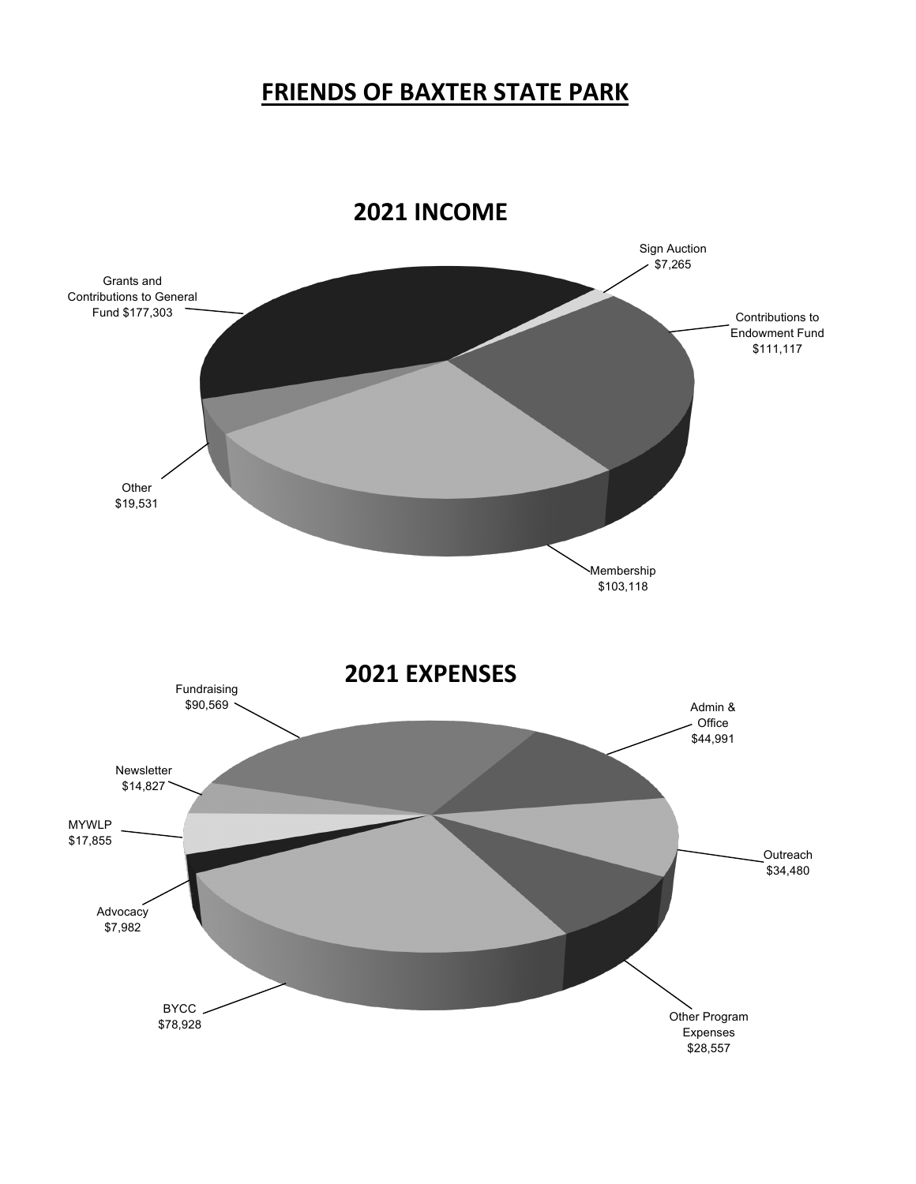# FRIENDS OF BAXTER STATE PARK

## 2021 INCOME

Grants and Contributions to General Fund $177,303

Sign Auction $7,265

Contributions to Endowment Fund $111,117

Other $19,531

Membership $103,118

## 2021 EXPENSES

Fundraising $90,569

Admin & Office $44,991

Newsletter $14,827

MYWLP $17,855

Outreach $34,480

Advocacy $7,982

BYCC $78,928

Other Program Expenses $28,557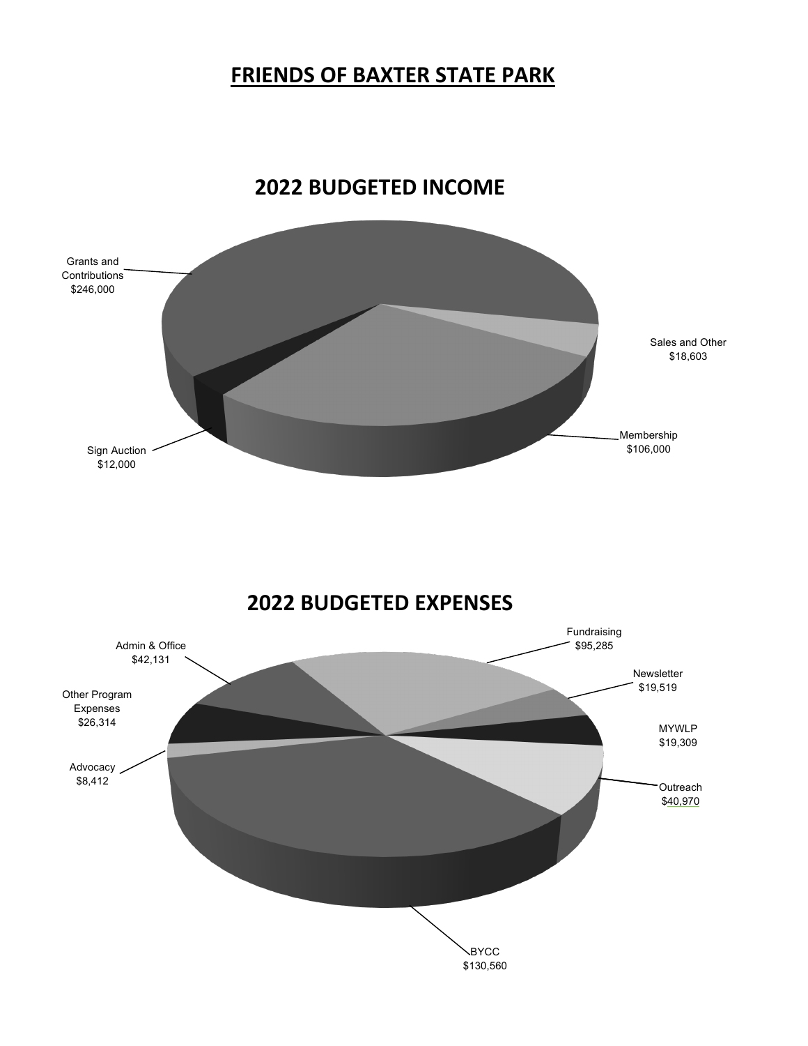# FRIENDS OF BAXTER STATE PARK

## 2022 BUDGETED INCOME

Grants and Contributions $246,000

Sales and Other $18,603

Membership $106,000

Sign Auction $12,000

## 2022 BUDGETED EXPENSES

Admin & Office $42,131

Fundraising $95,285

Newsletter $19,519

Other Program Expenses $26,314

MYWLP $19,309

Advocacy $8,412

Outreach $40,970

BYCC $130,560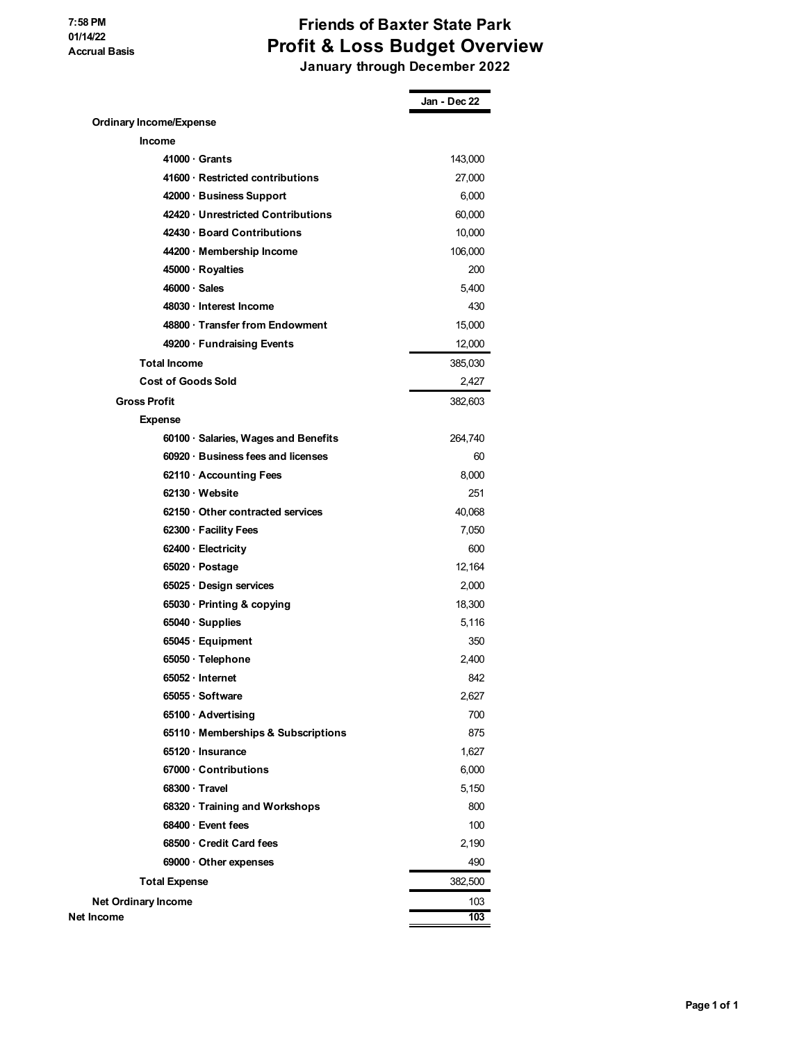7:58 PM
01/14/22
Accrual Basis

# Friends of Baxter State Park
## Profit & Loss Budget Overview
### January through December 2022

| | Jan - Dec 22 |
|---|---|
| **Ordinary Income/Expense** | |
| **Income** | |
| 41000 · Grants | 143,000 |
| 41600 · Restricted contributions | 27,000 |
| 42000 · Business Support | 6,000 |
| 42420 · Unrestricted Contributions | 60,000 |
| 42430 · Board Contributions | 10,000 |
| 44200 · Membership Income | 106,000 |
| 45000 · Royalties | 200 |
| 46000 · Sales | 5,400 |
| 48030 · Interest Income | 430 |
| 48800 · Transfer from Endowment | 15,000 |
| 49200 · Fundraising Events | 12,000 |
| **Total Income** | 385,030 |
| **Cost of Goods Sold** | 2,427 |
| **Gross Profit** | 382,603 |
| **Expense** | |
| 60100 · Salaries, Wages and Benefits | 264,740 |
| 60920 · Business fees and licenses | 60 |
| 62110 · Accounting Fees | 8,000 |
| 62130 · Website | 251 |
| 62150 · Other contracted services | 40,068 |
| 62300 · Facility Fees | 7,050 |
| 62400 · Electricity | 600 |
| 65020 · Postage | 12,164 |
| 65025 · Design services | 2,000 |
| 65030 · Printing & copying | 18,300 |
| 65040 · Supplies | 5,116 |
| 65045 · Equipment | 350 |
| 65050 · Telephone | 2,400 |
| 65052 · Internet | 842 |
| 65055 · Software | 2,627 |
| 65100 · Advertising | 700 |
| 65110 · Memberships & Subscriptions | 875 |
| 65120 · Insurance | 1,627 |
| 67000 · Contributions | 6,000 |
| 68300 · Travel | 5,150 |
| 68320 · Training and Workshops | 800 |
| 68400 · Event fees | 100 |
| 68500 · Credit Card fees | 2,190 |
| 69000 · Other expenses | 490 |
| **Total Expense** | 382,500 |
| **Net Ordinary Income** | 103 |
| **Net Income** | **103** |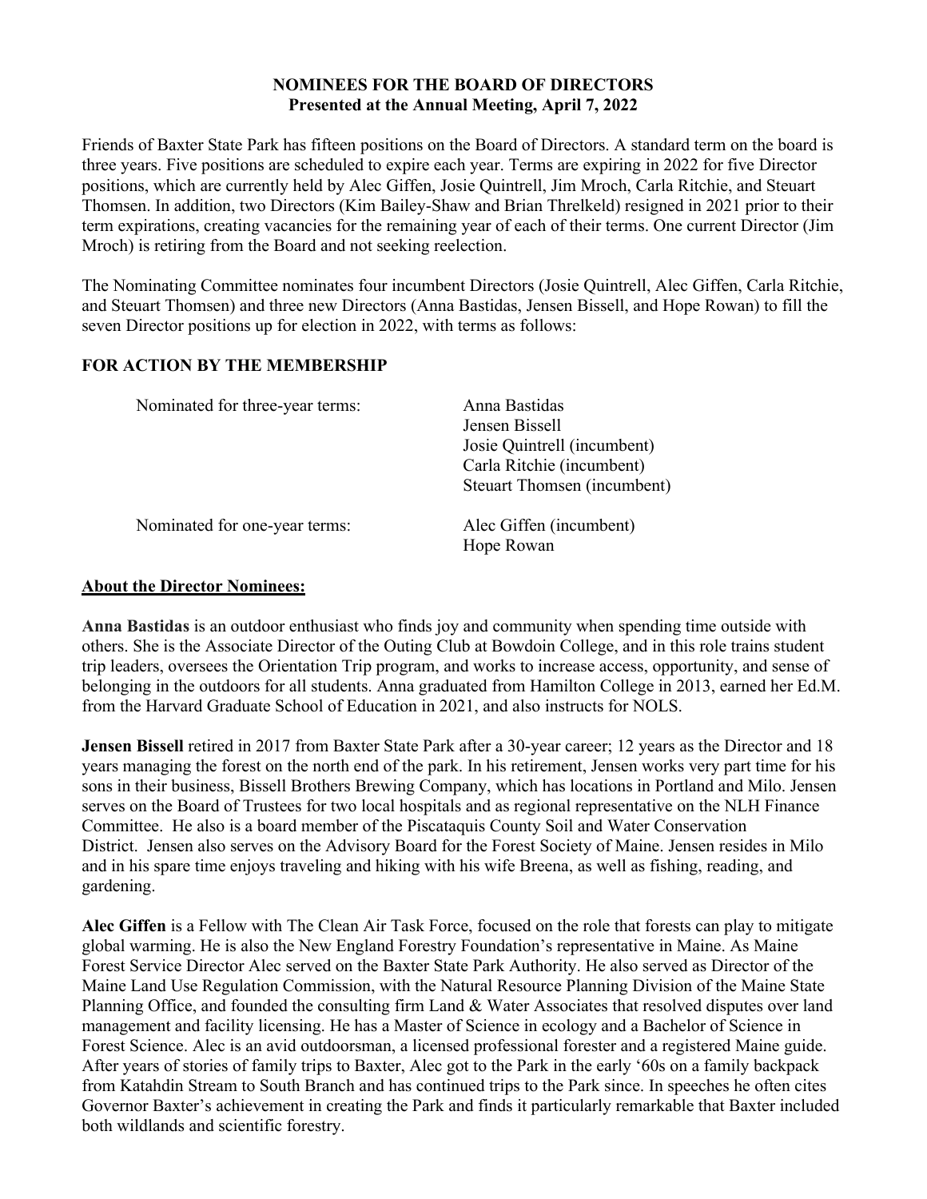**NOMINEES FOR THE BOARD OF DIRECTORS**
**Presented at the Annual Meeting, April 7, 2022**

Friends of Baxter State Park has fifteen positions on the Board of Directors. A standard term on the board is three years. Five positions are scheduled to expire each year. Terms are expiring in 2022 for five Director positions, which are currently held by Alec Giffen, Josie Quintrell, Jim Mroch, Carla Ritchie, and Steuart Thomsen. In addition, two Directors (Kim Bailey-Shaw and Brian Threlkeld) resigned in 2021 prior to their term expirations, creating vacancies for the remaining year of each of their terms. One current Director (Jim Mroch) is retiring from the Board and not seeking reelection.

The Nominating Committee nominates four incumbent Directors (Josie Quintrell, Alec Giffen, Carla Ritchie, and Steuart Thomsen) and three new Directors (Anna Bastidas, Jensen Bissell, and Hope Rowan) to fill the seven Director positions up for election in 2022, with terms as follows:

**FOR ACTION BY THE MEMBERSHIP**

Nominated for three-year terms:
- Anna Bastidas
- Jensen Bissell
- Josie Quintrell (incumbent)
- Carla Ritchie (incumbent)
- Steuart Thomsen (incumbent)

Nominated for one-year terms:
- Alec Giffen (incumbent)
- Hope Rowan

**About the Director Nominees:**

**Anna Bastidas** is an outdoor enthusiast who finds joy and community when spending time outside with others. She is the Associate Director of the Outing Club at Bowdoin College, and in this role trains student trip leaders, oversees the Orientation Trip program, and works to increase access, opportunity, and sense of belonging in the outdoors for all students. Anna graduated from Hamilton College in 2013, earned her Ed.M. from the Harvard Graduate School of Education in 2021, and also instructs for NOLS.

**Jensen Bissell** retired in 2017 from Baxter State Park after a 30-year career; 12 years as the Director and 18 years managing the forest on the north end of the park. In his retirement, Jensen works very part time for his sons in their business, Bissell Brothers Brewing Company, which has locations in Portland and Milo. Jensen serves on the Board of Trustees for two local hospitals and as regional representative on the NLH Finance Committee. He also is a board member of the Piscataquis County Soil and Water Conservation District. Jensen also serves on the Advisory Board for the Forest Society of Maine. Jensen resides in Milo and in his spare time enjoys traveling and hiking with his wife Breena, as well as fishing, reading, and gardening.

**Alec Giffen** is a Fellow with The Clean Air Task Force, focused on the role that forests can play to mitigate global warming. He is also the New England Forestry Foundation's representative in Maine. As Maine Forest Service Director Alec served on the Baxter State Park Authority. He also served as Director of the Maine Land Use Regulation Commission, with the Natural Resource Planning Division of the Maine State Planning Office, and founded the consulting firm Land & Water Associates that resolved disputes over land management and facility licensing. He has a Master of Science in ecology and a Bachelor of Science in Forest Science. Alec is an avid outdoorsman, a licensed professional forester and a registered Maine guide. After years of stories of family trips to Baxter, Alec got to the Park in the early '60s on a family backpack from Katahdin Stream to South Branch and has continued trips to the Park since. In speeches he often cites Governor Baxter's achievement in creating the Park and finds it particularly remarkable that Baxter included both wildlands and scientific forestry.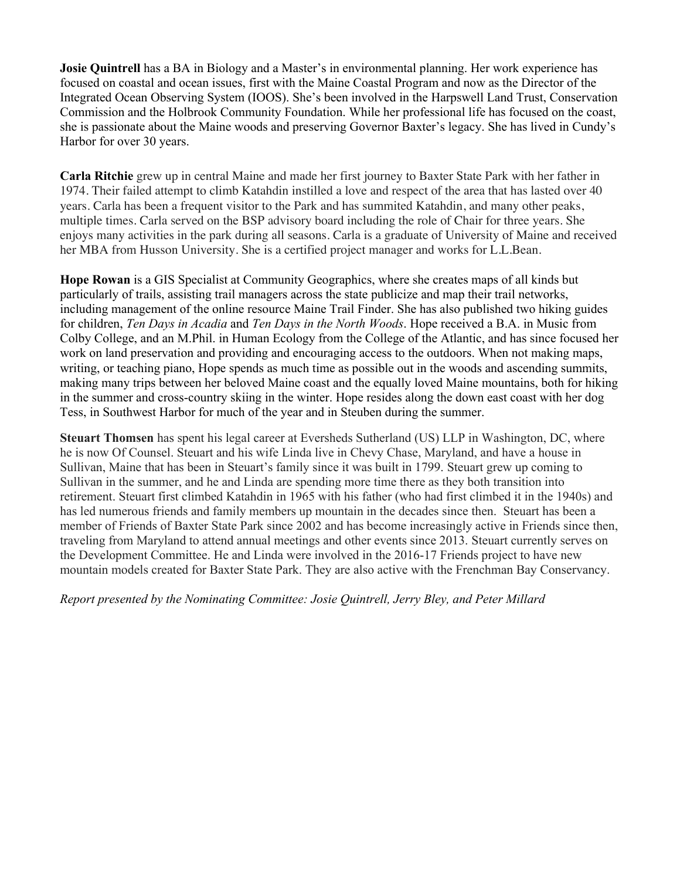**Josie Quintrell** has a BA in Biology and a Master's in environmental planning. Her work experience has focused on coastal and ocean issues, first with the Maine Coastal Program and now as the Director of the Integrated Ocean Observing System (IOOS). She's been involved in the Harpswell Land Trust, Conservation Commission and the Holbrook Community Foundation. While her professional life has focused on the coast, she is passionate about the Maine woods and preserving Governor Baxter's legacy. She has lived in Cundy's Harbor for over 30 years.

**Carla Ritchie** grew up in central Maine and made her first journey to Baxter State Park with her father in 1974. Their failed attempt to climb Katahdin instilled a love and respect of the area that has lasted over 40 years. Carla has been a frequent visitor to the Park and has summited Katahdin, and many other peaks, multiple times. Carla served on the BSP advisory board including the role of Chair for three years. She enjoys many activities in the park during all seasons. Carla is a graduate of University of Maine and received her MBA from Husson University. She is a certified project manager and works for L.L.Bean.

**Hope Rowan** is a GIS Specialist at Community Geographics, where she creates maps of all kinds but particularly of trails, assisting trail managers across the state publicize and map their trail networks, including management of the online resource Maine Trail Finder. She has also published two hiking guides for children, *Ten Days in Acadia* and *Ten Days in the North Woods*. Hope received a B.A. in Music from Colby College, and an M.Phil. in Human Ecology from the College of the Atlantic, and has since focused her work on land preservation and providing and encouraging access to the outdoors. When not making maps, writing, or teaching piano, Hope spends as much time as possible out in the woods and ascending summits, making many trips between her beloved Maine coast and the equally loved Maine mountains, both for hiking in the summer and cross-country skiing in the winter. Hope resides along the down east coast with her dog Tess, in Southwest Harbor for much of the year and in Steuben during the summer.

**Steuart Thomsen** has spent his legal career at Eversheds Sutherland (US) LLP in Washington, DC, where he is now Of Counsel. Steuart and his wife Linda live in Chevy Chase, Maryland, and have a house in Sullivan, Maine that has been in Steuart's family since it was built in 1799. Steuart grew up coming to Sullivan in the summer, and he and Linda are spending more time there as they both transition into retirement. Steuart first climbed Katahdin in 1965 with his father (who had first climbed it in the 1940s) and has led numerous friends and family members up mountain in the decades since then. Steuart has been a member of Friends of Baxter State Park since 2002 and has become increasingly active in Friends since then, traveling from Maryland to attend annual meetings and other events since 2013. Steuart currently serves on the Development Committee. He and Linda were involved in the 2016-17 Friends project to have new mountain models created for Baxter State Park. They are also active with the Frenchman Bay Conservancy.

*Report presented by the Nominating Committee: Josie Quintrell, Jerry Bley, and Peter Millard*